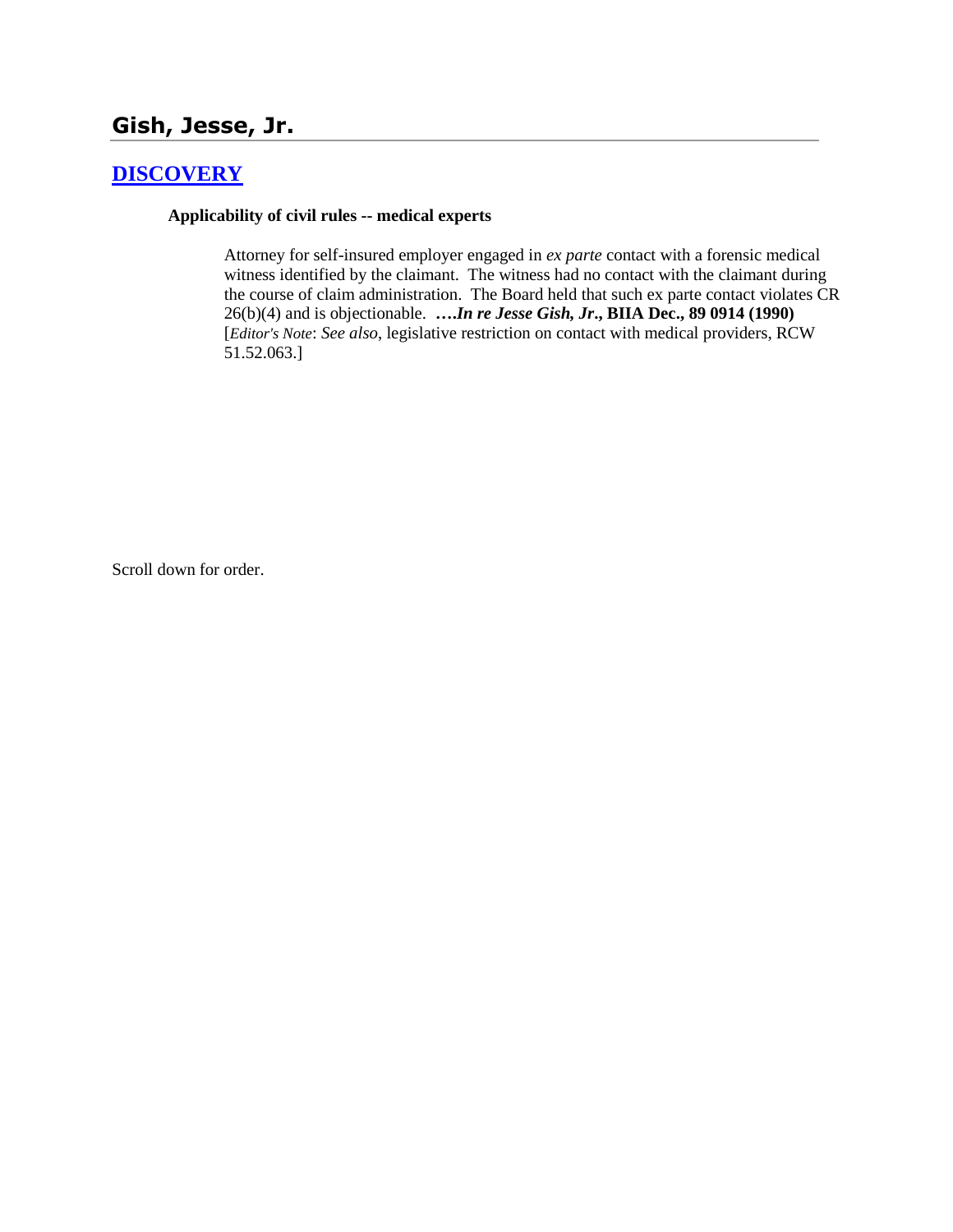## Gish, Jesse, Jr.

### [DISCOVERY]

**Applicability of civil rules -- medical experts**

> Attorney for self-insured employer engaged in *ex parte* contact with a forensic medical witness identified by the claimant. The witness had no contact with the claimant during the course of claim administration. The Board held that such ex parte contact violates CR 26(b)(4) and is objectionable. ****….In re Jesse Gish, Jr*., BIIA Dec., 89 0914 (1990)** [*Editor's Note*: *See also*, legislative restriction on contact with medical providers, RCW 51.52.063.]

Scroll down for order.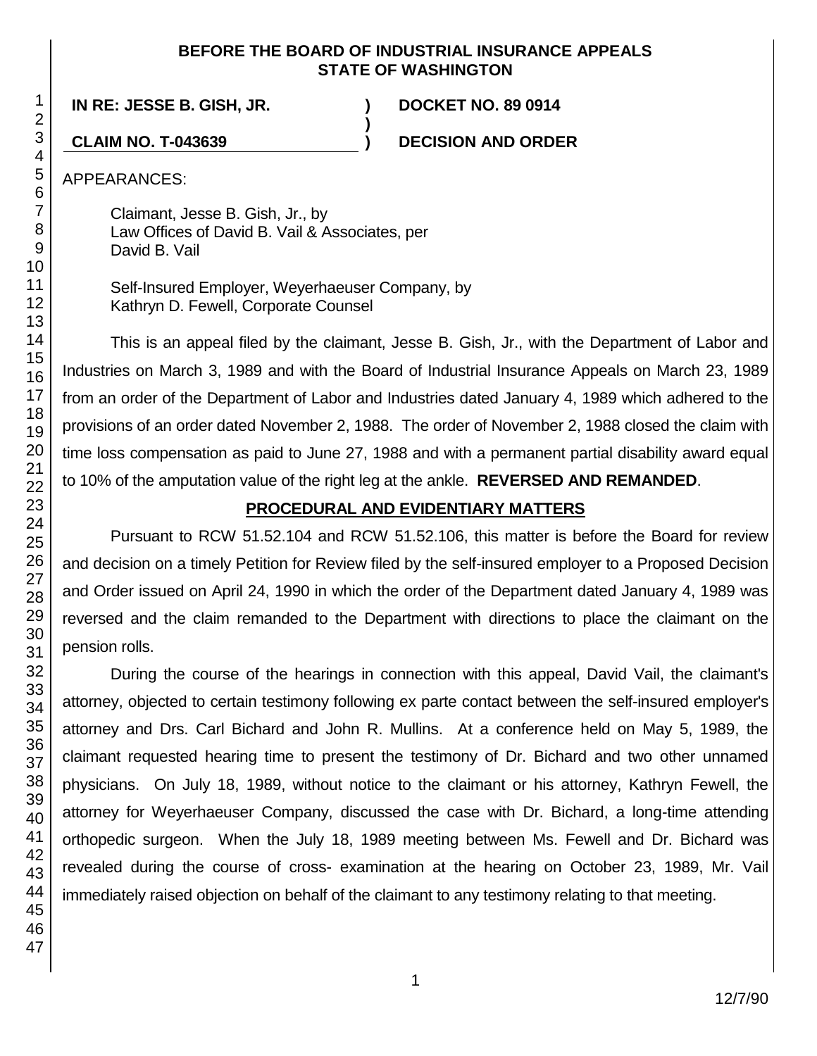**BEFORE THE BOARD OF INDUSTRIAL INSURANCE APPEALS**
**STATE OF WASHINGTON**

**IN RE: JESSE B. GISH, JR.** ) **DOCKET NO. 89 0914**
)
**CLAIM NO. T-043639** ) **DECISION AND ORDER**

APPEARANCES:

Claimant, Jesse B. Gish, Jr., by
Law Offices of David B. Vail & Associates, per
David B. Vail

Self-Insured Employer, Weyerhaeuser Company, by
Kathryn D. Fewell, Corporate Counsel

This is an appeal filed by the claimant, Jesse B. Gish, Jr., with the Department of Labor and Industries on March 3, 1989 and with the Board of Industrial Insurance Appeals on March 23, 1989 from an order of the Department of Labor and Industries dated January 4, 1989 which adhered to the provisions of an order dated November 2, 1988. The order of November 2, 1988 closed the claim with time loss compensation as paid to June 27, 1988 and with a permanent partial disability award equal to 10% of the amputation value of the right leg at the ankle. **REVERSED AND REMANDED**.

**PROCEDURAL AND EVIDENTIARY MATTERS**

Pursuant to RCW 51.52.104 and RCW 51.52.106, this matter is before the Board for review and decision on a timely Petition for Review filed by the self-insured employer to a Proposed Decision and Order issued on April 24, 1990 in which the order of the Department dated January 4, 1989 was reversed and the claim remanded to the Department with directions to place the claimant on the pension rolls.

During the course of the hearings in connection with this appeal, David Vail, the claimant's attorney, objected to certain testimony following ex parte contact between the self-insured employer's attorney and Drs. Carl Bichard and John R. Mullins. At a conference held on May 5, 1989, the claimant requested hearing time to present the testimony of Dr. Bichard and two other unnamed physicians. On July 18, 1989, without notice to the claimant or his attorney, Kathryn Fewell, the attorney for Weyerhaeuser Company, discussed the case with Dr. Bichard, a long-time attending orthopedic surgeon. When the July 18, 1989 meeting between Ms. Fewell and Dr. Bichard was revealed during the course of cross- examination at the hearing on October 23, 1989, Mr. Vail immediately raised objection on behalf of the claimant to any testimony relating to that meeting.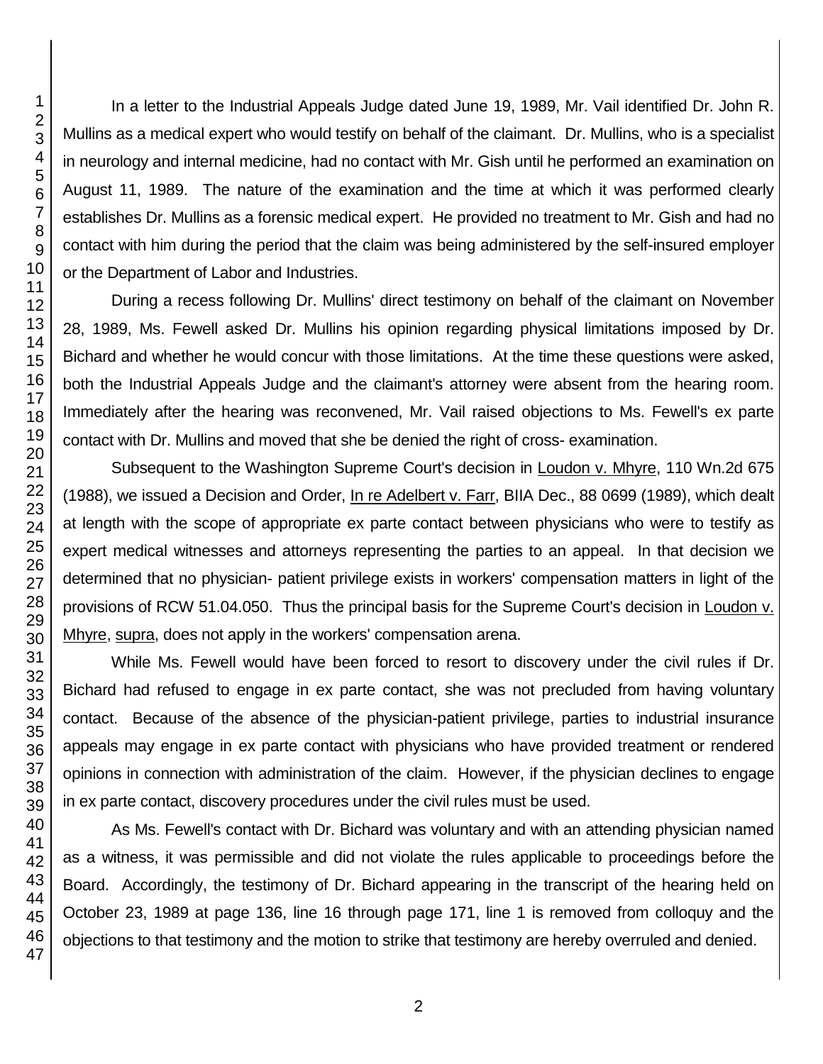In a letter to the Industrial Appeals Judge dated June 19, 1989, Mr. Vail identified Dr. John R. Mullins as a medical expert who would testify on behalf of the claimant. Dr. Mullins, who is a specialist in neurology and internal medicine, had no contact with Mr. Gish until he performed an examination on August 11, 1989. The nature of the examination and the time at which it was performed clearly establishes Dr. Mullins as a forensic medical expert. He provided no treatment to Mr. Gish and had no contact with him during the period that the claim was being administered by the self-insured employer or the Department of Labor and Industries.

During a recess following Dr. Mullins' direct testimony on behalf of the claimant on November 28, 1989, Ms. Fewell asked Dr. Mullins his opinion regarding physical limitations imposed by Dr. Bichard and whether he would concur with those limitations. At the time these questions were asked, both the Industrial Appeals Judge and the claimant's attorney were absent from the hearing room. Immediately after the hearing was reconvened, Mr. Vail raised objections to Ms. Fewell's ex parte contact with Dr. Mullins and moved that she be denied the right of cross- examination.

Subsequent to the Washington Supreme Court's decision in Loudon v. Mhyre, 110 Wn.2d 675 (1988), we issued a Decision and Order, In re Adelbert v. Farr, BIIA Dec., 88 0699 (1989), which dealt at length with the scope of appropriate ex parte contact between physicians who were to testify as expert medical witnesses and attorneys representing the parties to an appeal. In that decision we determined that no physician- patient privilege exists in workers' compensation matters in light of the provisions of RCW 51.04.050. Thus the principal basis for the Supreme Court's decision in Loudon v. Mhyre, supra, does not apply in the workers' compensation arena.

While Ms. Fewell would have been forced to resort to discovery under the civil rules if Dr. Bichard had refused to engage in ex parte contact, she was not precluded from having voluntary contact. Because of the absence of the physician-patient privilege, parties to industrial insurance appeals may engage in ex parte contact with physicians who have provided treatment or rendered opinions in connection with administration of the claim. However, if the physician declines to engage in ex parte contact, discovery procedures under the civil rules must be used.

As Ms. Fewell's contact with Dr. Bichard was voluntary and with an attending physician named as a witness, it was permissible and did not violate the rules applicable to proceedings before the Board. Accordingly, the testimony of Dr. Bichard appearing in the transcript of the hearing held on October 23, 1989 at page 136, line 16 through page 171, line 1 is removed from colloquy and the objections to that testimony and the motion to strike that testimony are hereby overruled and denied.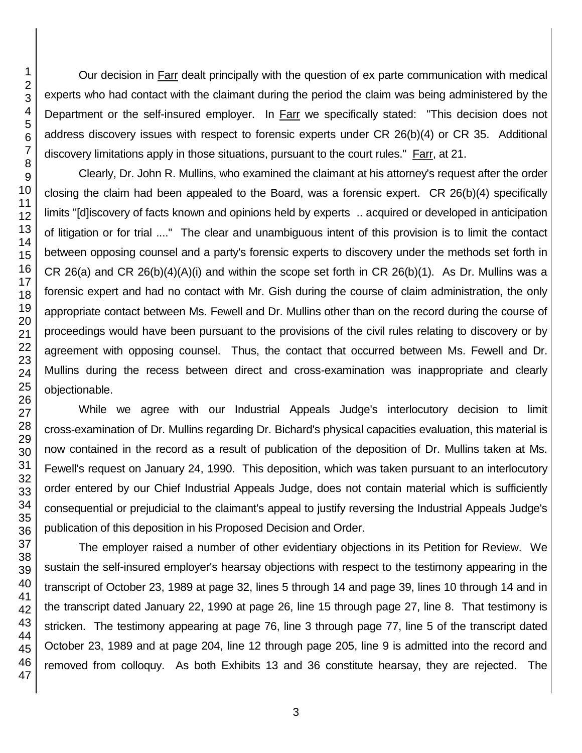Our decision in Farr dealt principally with the question of ex parte communication with medical experts who had contact with the claimant during the period the claim was being administered by the Department or the self-insured employer. In Farr we specifically stated: "This decision does not address discovery issues with respect to forensic experts under CR 26(b)(4) or CR 35. Additional discovery limitations apply in those situations, pursuant to the court rules." Farr, at 21.

Clearly, Dr. John R. Mullins, who examined the claimant at his attorney's request after the order closing the claim had been appealed to the Board, was a forensic expert. CR 26(b)(4) specifically limits "[d]iscovery of facts known and opinions held by experts .. acquired or developed in anticipation of litigation or for trial ...." The clear and unambiguous intent of this provision is to limit the contact between opposing counsel and a party's forensic experts to discovery under the methods set forth in CR 26(a) and CR 26(b)(4)(A)(i) and within the scope set forth in CR 26(b)(1). As Dr. Mullins was a forensic expert and had no contact with Mr. Gish during the course of claim administration, the only appropriate contact between Ms. Fewell and Dr. Mullins other than on the record during the course of proceedings would have been pursuant to the provisions of the civil rules relating to discovery or by agreement with opposing counsel. Thus, the contact that occurred between Ms. Fewell and Dr. Mullins during the recess between direct and cross-examination was inappropriate and clearly objectionable.

While we agree with our Industrial Appeals Judge's interlocutory decision to limit cross-examination of Dr. Mullins regarding Dr. Bichard's physical capacities evaluation, this material is now contained in the record as a result of publication of the deposition of Dr. Mullins taken at Ms. Fewell's request on January 24, 1990. This deposition, which was taken pursuant to an interlocutory order entered by our Chief Industrial Appeals Judge, does not contain material which is sufficiently consequential or prejudicial to the claimant's appeal to justify reversing the Industrial Appeals Judge's publication of this deposition in his Proposed Decision and Order.

The employer raised a number of other evidentiary objections in its Petition for Review. We sustain the self-insured employer's hearsay objections with respect to the testimony appearing in the transcript of October 23, 1989 at page 32, lines 5 through 14 and page 39, lines 10 through 14 and in the transcript dated January 22, 1990 at page 26, line 15 through page 27, line 8. That testimony is stricken. The testimony appearing at page 76, line 3 through page 77, line 5 of the transcript dated October 23, 1989 and at page 204, line 12 through page 205, line 9 is admitted into the record and removed from colloquy. As both Exhibits 13 and 36 constitute hearsay, they are rejected. The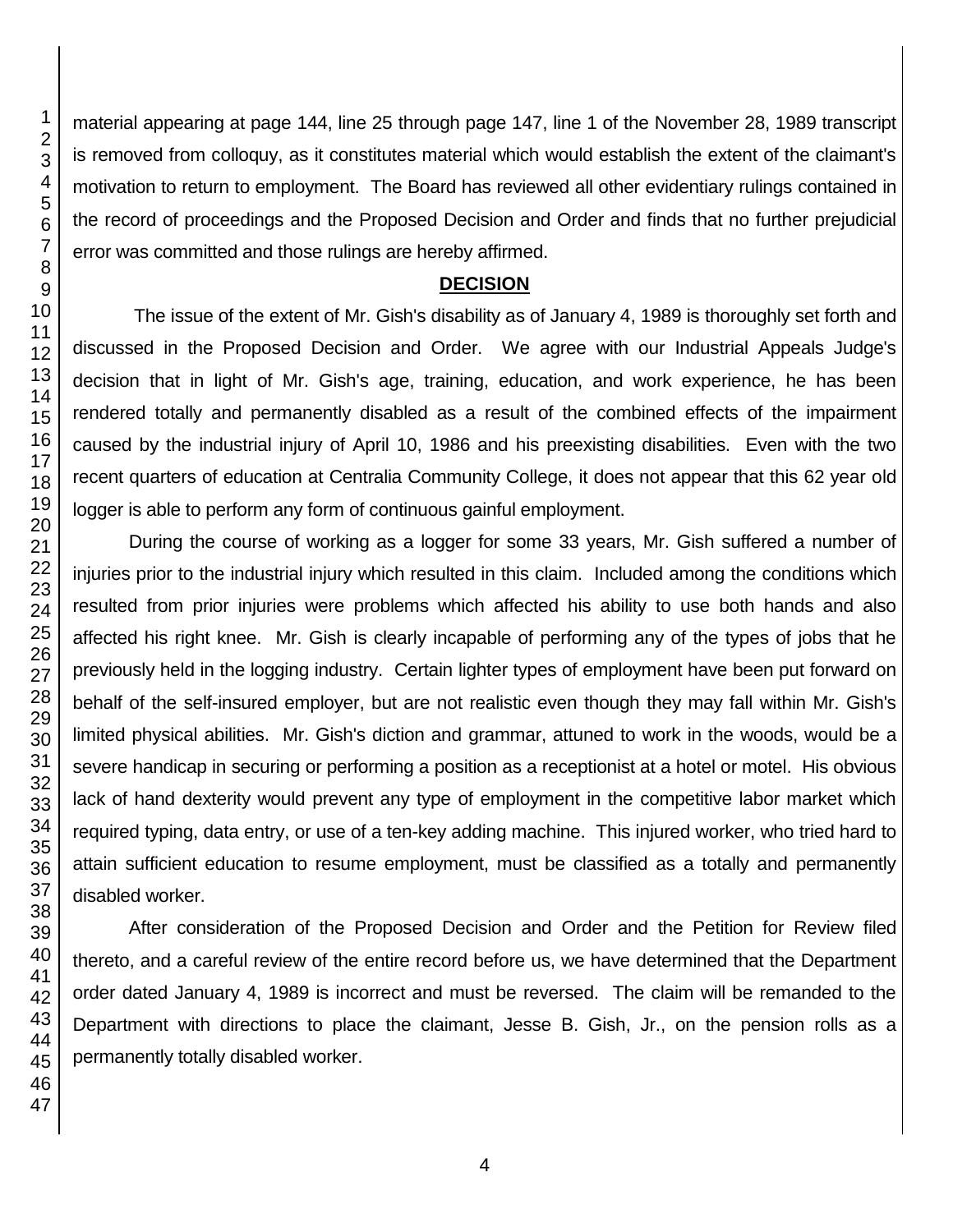material appearing at page 144, line 25 through page 147, line 1 of the November 28, 1989 transcript is removed from colloquy, as it constitutes material which would establish the extent of the claimant's motivation to return to employment. The Board has reviewed all other evidentiary rulings contained in the record of proceedings and the Proposed Decision and Order and finds that no further prejudicial error was committed and those rulings are hereby affirmed.

## DECISION

The issue of the extent of Mr. Gish's disability as of January 4, 1989 is thoroughly set forth and discussed in the Proposed Decision and Order. We agree with our Industrial Appeals Judge's decision that in light of Mr. Gish's age, training, education, and work experience, he has been rendered totally and permanently disabled as a result of the combined effects of the impairment caused by the industrial injury of April 10, 1986 and his preexisting disabilities. Even with the two recent quarters of education at Centralia Community College, it does not appear that this 62 year old logger is able to perform any form of continuous gainful employment.

During the course of working as a logger for some 33 years, Mr. Gish suffered a number of injuries prior to the industrial injury which resulted in this claim. Included among the conditions which resulted from prior injuries were problems which affected his ability to use both hands and also affected his right knee. Mr. Gish is clearly incapable of performing any of the types of jobs that he previously held in the logging industry. Certain lighter types of employment have been put forward on behalf of the self-insured employer, but are not realistic even though they may fall within Mr. Gish's limited physical abilities. Mr. Gish's diction and grammar, attuned to work in the woods, would be a severe handicap in securing or performing a position as a receptionist at a hotel or motel. His obvious lack of hand dexterity would prevent any type of employment in the competitive labor market which required typing, data entry, or use of a ten-key adding machine. This injured worker, who tried hard to attain sufficient education to resume employment, must be classified as a totally and permanently disabled worker.

After consideration of the Proposed Decision and Order and the Petition for Review filed thereto, and a careful review of the entire record before us, we have determined that the Department order dated January 4, 1989 is incorrect and must be reversed. The claim will be remanded to the Department with directions to place the claimant, Jesse B. Gish, Jr., on the pension rolls as a permanently totally disabled worker.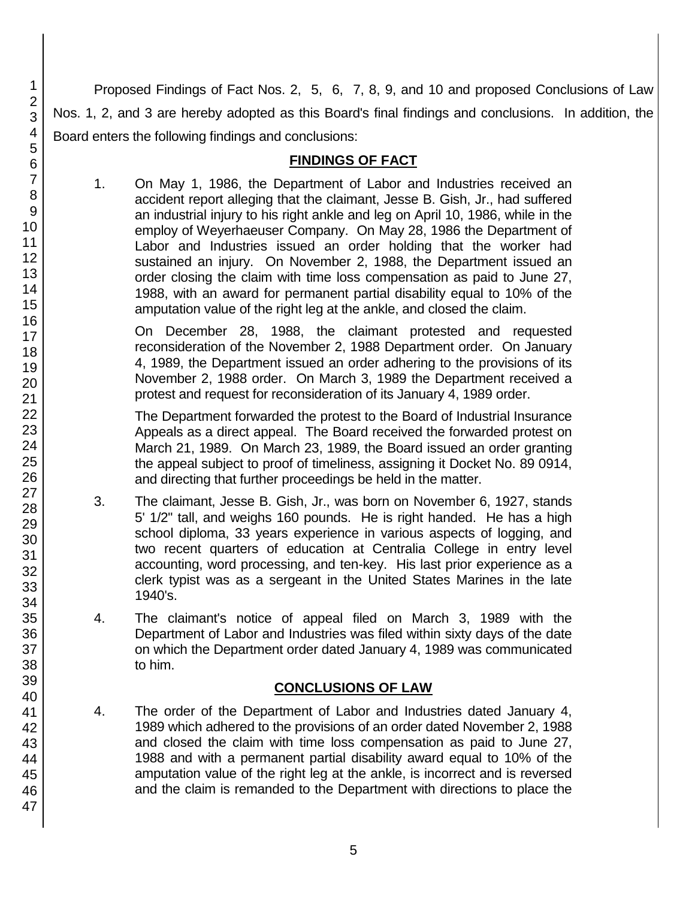Proposed Findings of Fact Nos. 2, 5, 6, 7, 8, 9, and 10 and proposed Conclusions of Law Nos. 1, 2, and 3 are hereby adopted as this Board's final findings and conclusions. In addition, the Board enters the following findings and conclusions:

## FINDINGS OF FACT

1. On May 1, 1986, the Department of Labor and Industries received an accident report alleging that the claimant, Jesse B. Gish, Jr., had suffered an industrial injury to his right ankle and leg on April 10, 1986, while in the employ of Weyerhaeuser Company. On May 28, 1986 the Department of Labor and Industries issued an order holding that the worker had sustained an injury. On November 2, 1988, the Department issued an order closing the claim with time loss compensation as paid to June 27, 1988, with an award for permanent partial disability equal to 10% of the amputation value of the right leg at the ankle, and closed the claim.

   On December 28, 1988, the claimant protested and requested reconsideration of the November 2, 1988 Department order. On January 4, 1989, the Department issued an order adhering to the provisions of its November 2, 1988 order. On March 3, 1989 the Department received a protest and request for reconsideration of its January 4, 1989 order.

   The Department forwarded the protest to the Board of Industrial Insurance Appeals as a direct appeal. The Board received the forwarded protest on March 21, 1989. On March 23, 1989, the Board issued an order granting the appeal subject to proof of timeliness, assigning it Docket No. 89 0914, and directing that further proceedings be held in the matter.

3. The claimant, Jesse B. Gish, Jr., was born on November 6, 1927, stands 5' 1/2" tall, and weighs 160 pounds. He is right handed. He has a high school diploma, 33 years experience in various aspects of logging, and two recent quarters of education at Centralia College in entry level accounting, word processing, and ten-key. His last prior experience as a clerk typist was as a sergeant in the United States Marines in the late 1940's.

4. The claimant's notice of appeal filed on March 3, 1989 with the Department of Labor and Industries was filed within sixty days of the date on which the Department order dated January 4, 1989 was communicated to him.

## CONCLUSIONS OF LAW

4. The order of the Department of Labor and Industries dated January 4, 1989 which adhered to the provisions of an order dated November 2, 1988 and closed the claim with time loss compensation as paid to June 27, 1988 and with a permanent partial disability award equal to 10% of the amputation value of the right leg at the ankle, is incorrect and is reversed and the claim is remanded to the Department with directions to place the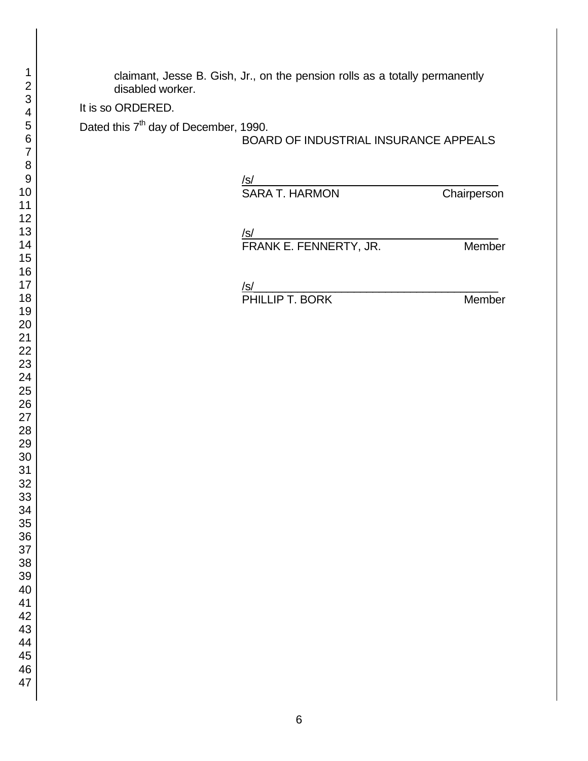claimant, Jesse B. Gish, Jr., on the pension rolls as a totally permanently disabled worker.

It is so ORDERED.

Dated this 7th day of December, 1990.

BOARD OF INDUSTRIAL INSURANCE APPEALS

/s/
SARA T. HARMON Chairperson

/s/
FRANK E. FENNERTY, JR. Member

/s/
PHILLIP T. BORK Member